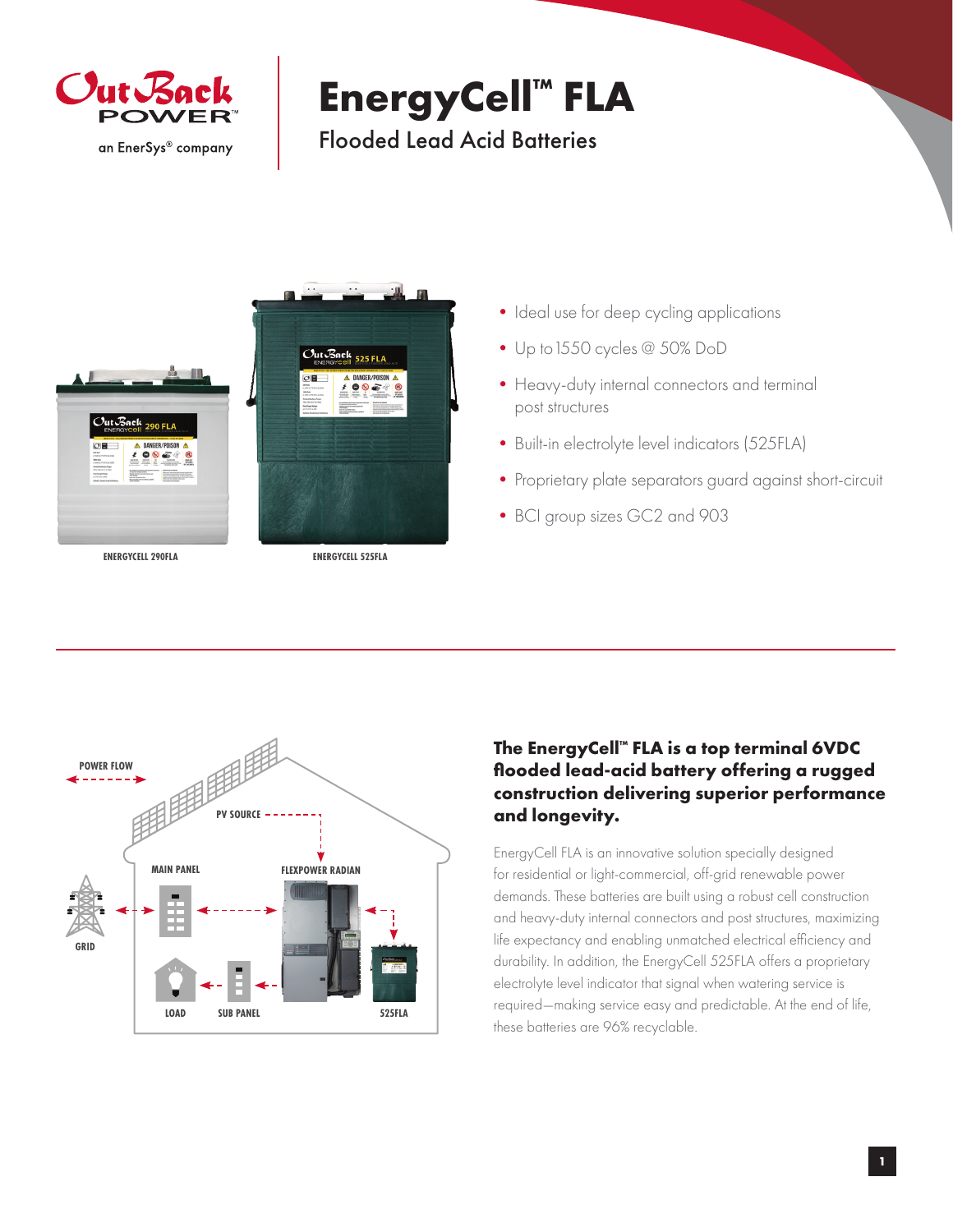OutBack POWER
an EnerSys® company

# EnergyCell™ FLA

## Flooded Lead Acid Batteries

ENERGYCELL 290FLA

ENERGYCELL 525FLA

- Ideal use for deep cycling applications
- Up to 1550 cycles @ 50% DoD
- Heavy-duty internal connectors and terminal post structures
- Built-in electrolyte level indicators (525FLA)
- Proprietary plate separators guard against short-circuit
- BCI group sizes GC2 and 903

POWER FLOW

PV SOURCE

MAIN PANEL

FLEXPOWER RADIAN

GRID

LOAD

SUB PANEL

525FLA

### The EnergyCell™ FLA is a top terminal 6VDC flooded lead-acid battery offering a rugged construction delivering superior performance and longevity.

EnergyCell FLA is an innovative solution specially designed for residential or light-commercial, off-grid renewable power demands. These batteries are built using a robust cell construction and heavy-duty internal connectors and post structures, maximizing life expectancy and enabling unmatched electrical efficiency and durability. In addition, the EnergyCell 525FLA offers a proprietary electrolyte level indicator that signal when watering service is required—making service easy and predictable. At the end of life, these batteries are 96% recyclable.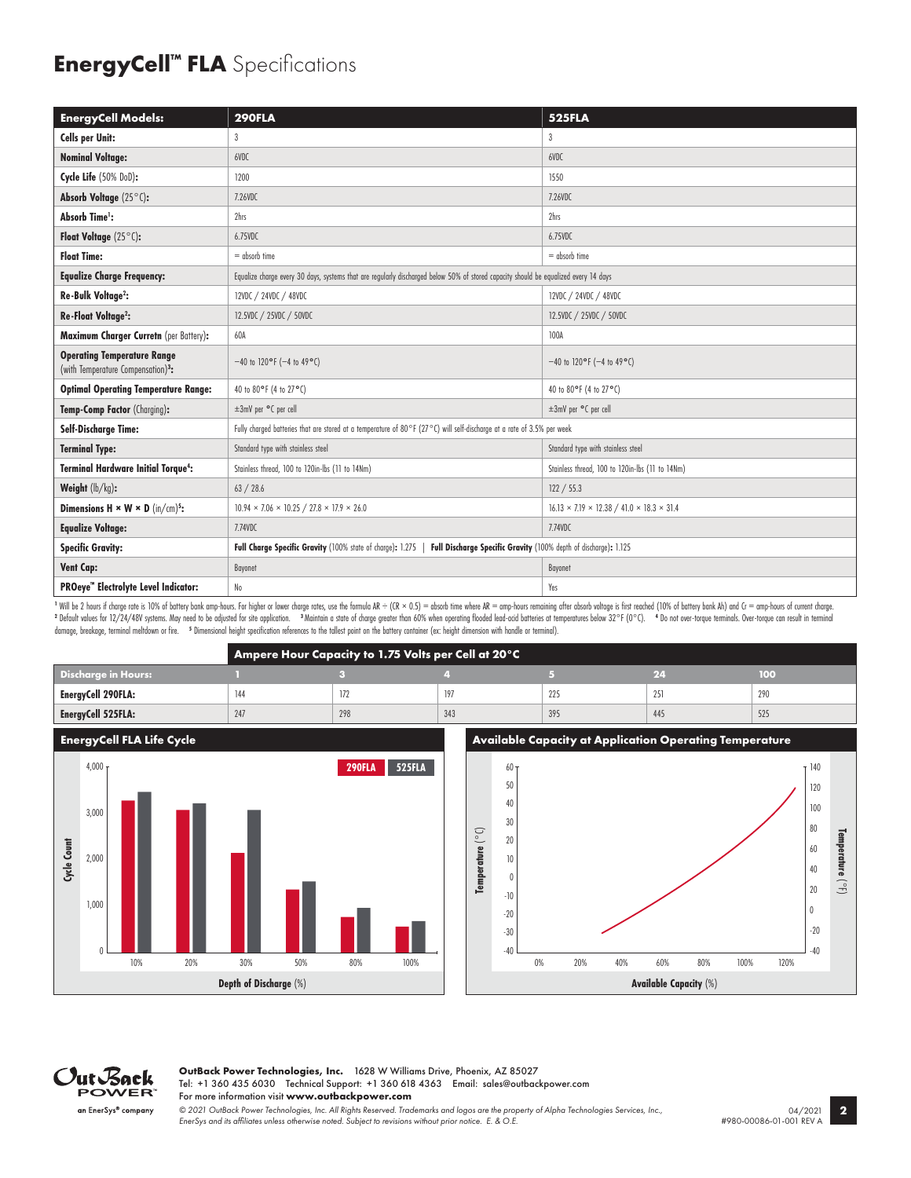# EnergyCell™ FLA Specifications

| EnergyCell Models: | 290FLA | 525FLA |
|---|---|---|
| **Cells per Unit:** | 3 | 3 |
| **Nominal Voltage:** | 6VDC | 6VDC |
| **Cycle Life** (50% DoD)**:** | 1200 | 1550 |
| **Absorb Voltage** (25°C)**:** | 7.26VDC | 7.26VDC |
| **Absorb Time**[1]**:** | 2hrs | 2hrs |
| **Float Voltage** (25°C)**:** | 6.75VDC | 6.75VDC |
| **Float Time:** | = absorb time | = absorb time |
| **Equalize Charge Frequency:** | Equalize charge every 30 days, systems that are regularly discharged below 50% of stored capacity should be equalized every 14 days | |
| **Re-Bulk Voltage**[2]**:** | 12VDC / 24VDC / 48VDC | 12VDC / 24VDC / 48VDC |
| **Re-Float Voltage**[2]**:** | 12.5VDC / 25VDC / 50VDC | 12.5VDC / 25VDC / 50VDC |
| **Maximum Charger Curretn** (per Battery)**:** | 60A | 100A |
| **Operating Temperature Range** (with Temperature Compensation)[3]**:** | −40 to 120°F (−4 to 49°C) | −40 to 120°F (−4 to 49°C) |
| **Optimal Operating Temperature Range:** | 40 to 80°F (4 to 27°C) | 40 to 80°F (4 to 27°C) |
| **Temp-Comp Factor** (Charging)**:** | ±3mV per °C per cell | ±3mV per °C per cell |
| **Self-Discharge Time:** | Fully charged batteries that are stored at a temperature of 80°F (27°C) will self-discharge at a rate of 3.5% per week | |
| **Terminal Type:** | Standard type with stainless steel | Standard type with stainless steel |
| **Terminal Hardware Initial Torque**[4]**:** | Stainless thread, 100 to 120in-lbs (11 to 14Nm) | Stainless thread, 100 to 120in-lbs (11 to 14Nm) |
| **Weight** (lb/kg)**:** | 63 / 28.6 | 122 / 55.3 |
| **Dimensions H × W × D** (in/cm)[5]**:** | 10.94 × 7.06 × 10.25 / 27.8 × 17.9 × 26.0 | 16.13 × 7.19 × 12.38 / 41.0 × 18.3 × 31.4 |
| **Equalize Voltage:** | 7.74VDC | 7.74VDC |
| **Specific Gravity:** | **Full Charge Specific Gravity** (100% state of charge)**:** 1.275 \| **Full Discharge Specific Gravity** (100% depth of discharge)**:** 1.125 | |
| **Vent Cap:** | Bayonet | Bayonet |
| **PROeye™ Electrolyte Level Indicator:** | No | Yes |

[1] Will be 2 hours if charge rate is 10% of battery bank amp-hours. For higher or lower charge rates, use the formula AR ÷ (CR × 0.5) = absorb time where AR = amp-hours remaining after absorb voltage is first reached (10% of battery bank Ah) and Cr = amp-hours of current charge. [2] Default values for 12/24/48V systems. May need to be adjusted for site application. [3] Maintain a state of charge greater than 60% when operating flooded lead-acid batteries at temperatures below 32°F (0°C). [4] Do not over-torque terminals. Over-torque can result in terminal damage, breakage, terminal meltdown or fire. [5] Dimensional height specification references to the tallest point on the battery container (ex: height dimension with handle or terminal).

| | Ampere Hour Capacity to 1.75 Volts per Cell at 20°C | | | | | |
|---|---|---|---|---|---|---|
| **Discharge in Hours:** | 1 | 3 | 4 | 5 | 24 | 100 |
| **EnergyCell 290FLA:** | 144 | 172 | 197 | 225 | 251 | 290 |
| **EnergyCell 525FLA:** | 247 | 298 | 343 | 395 | 445 | 525 |

## EnergyCell FLA Life Cycle

290FLA 525FLA

Cycle Count

4,000
3,000
2,000
1,000
0

10% 20% 30% 50% 80% 100%

Depth of Discharge (%)

## Available Capacity at Application Operating Temperature

Temperature (°C)

60 50 40 30 20 10 0 -10 -20 -30 -40

Temperature (°F)

140 120 100 80 60 40 20 0 -20 -40

0% 20% 40% 60% 80% 100% 120%

Available Capacity (%)

**OutBack Power Technologies, Inc.** 1628 W Williams Drive, Phoenix, AZ 85027
Tel: +1 360 435 6030 Technical Support: +1 360 618 4363 Email: sales@outbackpower.com
For more information visit **www.outbackpower.com**

*© 2021 OutBack Power Technologies, Inc. All Rights Reserved. Trademarks and logos are the property of Alpha Technologies Services, Inc., EnerSys and its affiliates unless otherwise noted. Subject to revisions without prior notice. E. & O.E.*

04/2021
#980-00086-01-001 REV A